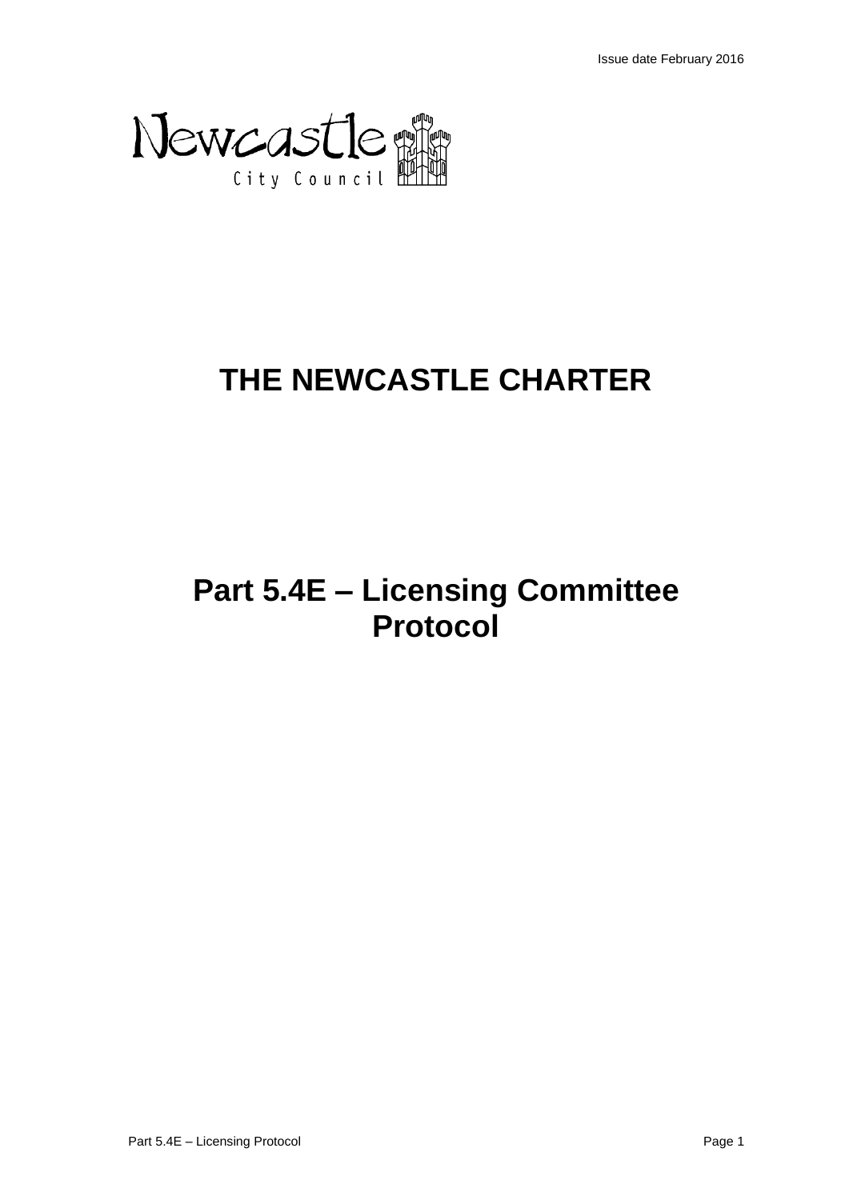Issue date February 2016

Newcastle City Council

# THE NEWCASTLE CHARTER

# Part 5.4E – Licensing Committee Protocol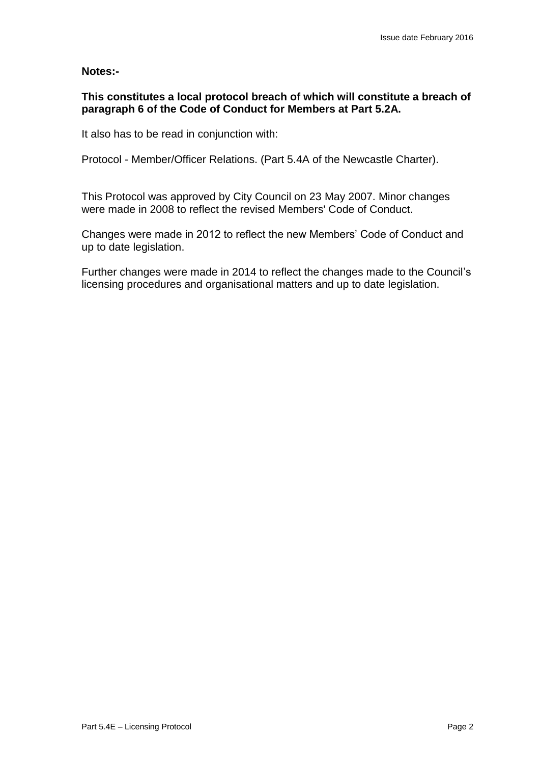**Notes:-**

**This constitutes a local protocol breach of which will constitute a breach of paragraph 6 of the Code of Conduct for Members at Part 5.2A.**

It also has to be read in conjunction with:

Protocol - Member/Officer Relations. (Part 5.4A of the Newcastle Charter).

This Protocol was approved by City Council on 23 May 2007. Minor changes were made in 2008 to reflect the revised Members' Code of Conduct.

Changes were made in 2012 to reflect the new Members' Code of Conduct and up to date legislation.

Further changes were made in 2014 to reflect the changes made to the Council's licensing procedures and organisational matters and up to date legislation.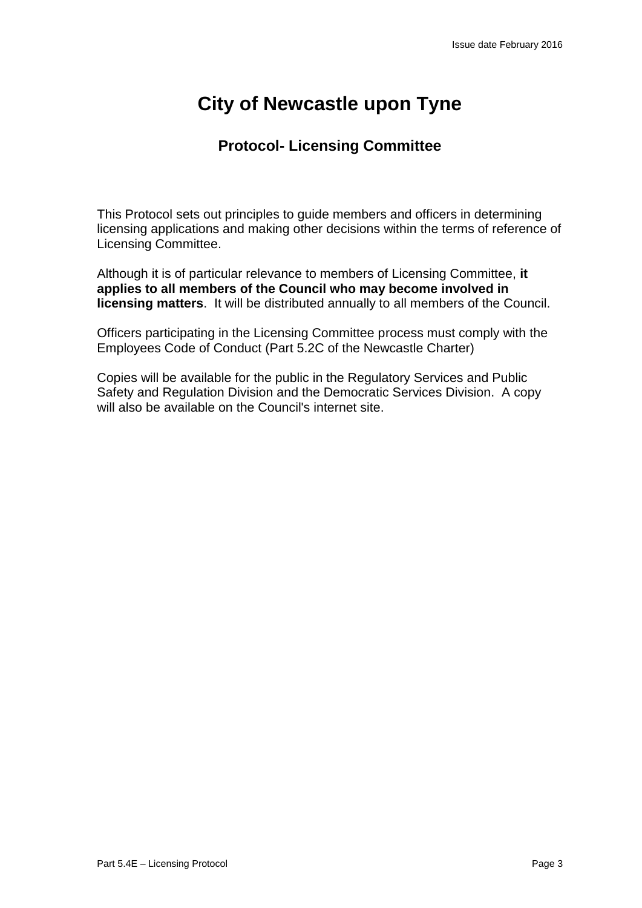# City of Newcastle upon Tyne

## Protocol- Licensing Committee

This Protocol sets out principles to guide members and officers in determining licensing applications and making other decisions within the terms of reference of Licensing Committee.

Although it is of particular relevance to members of Licensing Committee, **it applies to all members of the Council who may become involved in licensing matters**. It will be distributed annually to all members of the Council.

Officers participating in the Licensing Committee process must comply with the Employees Code of Conduct (Part 5.2C of the Newcastle Charter)

Copies will be available for the public in the Regulatory Services and Public Safety and Regulation Division and the Democratic Services Division. A copy will also be available on the Council's internet site.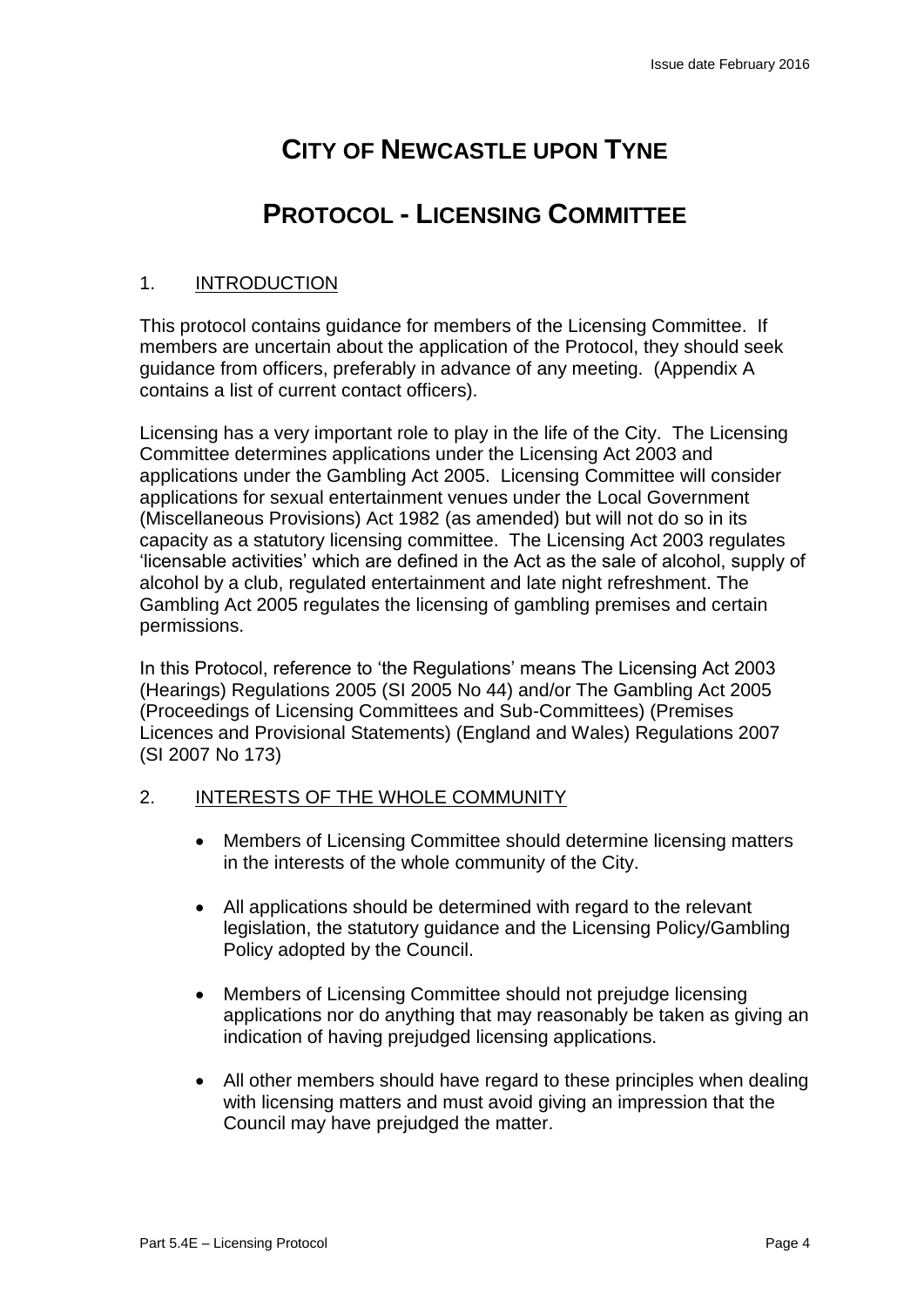# CITY OF NEWCASTLE UPON TYNE

# PROTOCOL - LICENSING COMMITTEE

## 1. INTRODUCTION

This protocol contains guidance for members of the Licensing Committee. If members are uncertain about the application of the Protocol, they should seek guidance from officers, preferably in advance of any meeting. (Appendix A contains a list of current contact officers).

Licensing has a very important role to play in the life of the City. The Licensing Committee determines applications under the Licensing Act 2003 and applications under the Gambling Act 2005. Licensing Committee will consider applications for sexual entertainment venues under the Local Government (Miscellaneous Provisions) Act 1982 (as amended) but will not do so in its capacity as a statutory licensing committee. The Licensing Act 2003 regulates 'licensable activities' which are defined in the Act as the sale of alcohol, supply of alcohol by a club, regulated entertainment and late night refreshment. The Gambling Act 2005 regulates the licensing of gambling premises and certain permissions.

In this Protocol, reference to 'the Regulations' means The Licensing Act 2003 (Hearings) Regulations 2005 (SI 2005 No 44) and/or The Gambling Act 2005 (Proceedings of Licensing Committees and Sub-Committees) (Premises Licences and Provisional Statements) (England and Wales) Regulations 2007 (SI 2007 No 173)

## 2. INTERESTS OF THE WHOLE COMMUNITY

- Members of Licensing Committee should determine licensing matters in the interests of the whole community of the City.
- All applications should be determined with regard to the relevant legislation, the statutory guidance and the Licensing Policy/Gambling Policy adopted by the Council.
- Members of Licensing Committee should not prejudge licensing applications nor do anything that may reasonably be taken as giving an indication of having prejudged licensing applications.
- All other members should have regard to these principles when dealing with licensing matters and must avoid giving an impression that the Council may have prejudged the matter.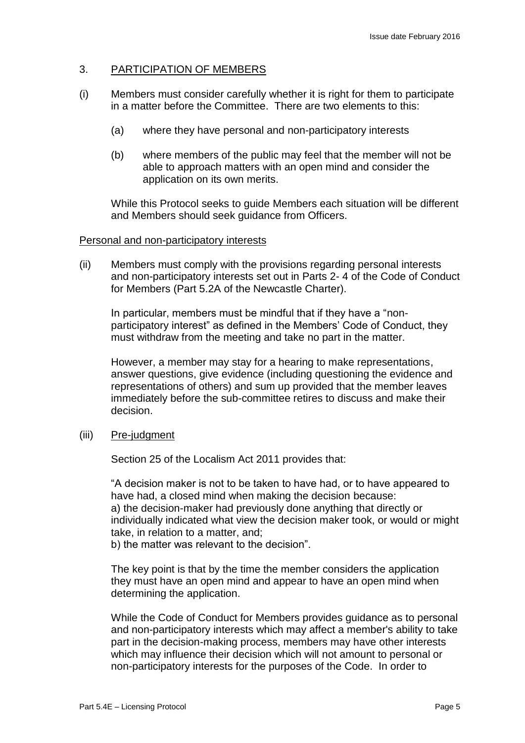## 3. PARTICIPATION OF MEMBERS

(i) Members must consider carefully whether it is right for them to participate in a matter before the Committee. There are two elements to this:

   (a) where they have personal and non-participatory interests

   (b) where members of the public may feel that the member will not be able to approach matters with an open mind and consider the application on its own merits.

   While this Protocol seeks to guide Members each situation will be different and Members should seek guidance from Officers.

### Personal and non-participatory interests

(ii) Members must comply with the provisions regarding personal interests and non-participatory interests set out in Parts 2- 4 of the Code of Conduct for Members (Part 5.2A of the Newcastle Charter).

   In particular, members must be mindful that if they have a "non-participatory interest" as defined in the Members' Code of Conduct, they must withdraw from the meeting and take no part in the matter.

   However, a member may stay for a hearing to make representations, answer questions, give evidence (including questioning the evidence and representations of others) and sum up provided that the member leaves immediately before the sub-committee retires to discuss and make their decision.

(iii) Pre-judgment

   Section 25 of the Localism Act 2011 provides that:

   "A decision maker is not to be taken to have had, or to have appeared to have had, a closed mind when making the decision because:
   a) the decision-maker had previously done anything that directly or individually indicated what view the decision maker took, or would or might take, in relation to a matter, and;
   b) the matter was relevant to the decision".

   The key point is that by the time the member considers the application they must have an open mind and appear to have an open mind when determining the application.

   While the Code of Conduct for Members provides guidance as to personal and non-participatory interests which may affect a member's ability to take part in the decision-making process, members may have other interests which may influence their decision which will not amount to personal or non-participatory interests for the purposes of the Code. In order to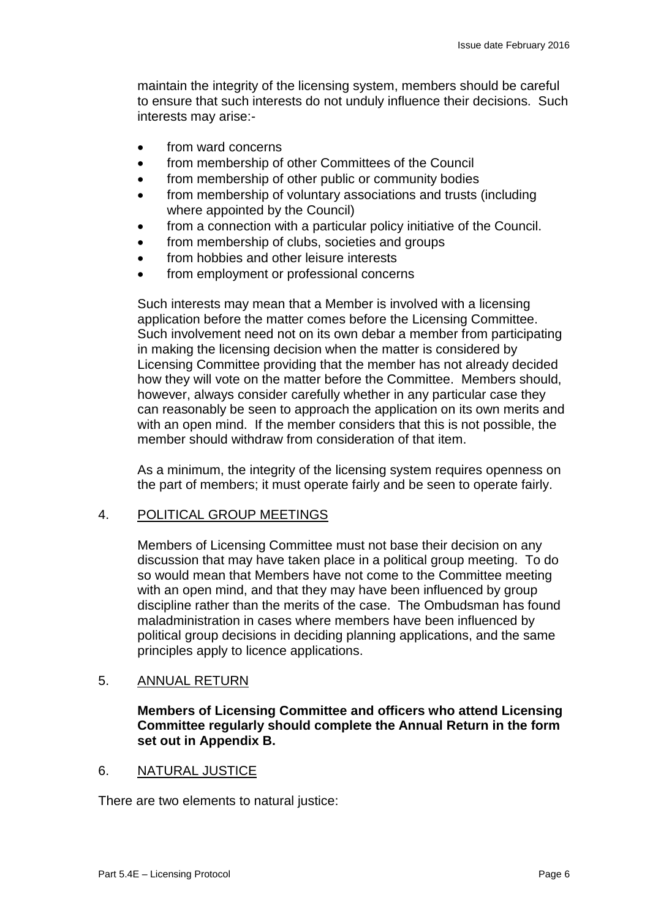maintain the integrity of the licensing system, members should be careful to ensure that such interests do not unduly influence their decisions. Such interests may arise:-

- from ward concerns
- from membership of other Committees of the Council
- from membership of other public or community bodies
- from membership of voluntary associations and trusts (including where appointed by the Council)
- from a connection with a particular policy initiative of the Council.
- from membership of clubs, societies and groups
- from hobbies and other leisure interests
- from employment or professional concerns

Such interests may mean that a Member is involved with a licensing application before the matter comes before the Licensing Committee. Such involvement need not on its own debar a member from participating in making the licensing decision when the matter is considered by Licensing Committee providing that the member has not already decided how they will vote on the matter before the Committee. Members should, however, always consider carefully whether in any particular case they can reasonably be seen to approach the application on its own merits and with an open mind. If the member considers that this is not possible, the member should withdraw from consideration of that item.

As a minimum, the integrity of the licensing system requires openness on the part of members; it must operate fairly and be seen to operate fairly.

## 4. POLITICAL GROUP MEETINGS

Members of Licensing Committee must not base their decision on any discussion that may have taken place in a political group meeting. To do so would mean that Members have not come to the Committee meeting with an open mind, and that they may have been influenced by group discipline rather than the merits of the case. The Ombudsman has found maladministration in cases where members have been influenced by political group decisions in deciding planning applications, and the same principles apply to licence applications.

## 5. ANNUAL RETURN

**Members of Licensing Committee and officers who attend Licensing Committee regularly should complete the Annual Return in the form set out in Appendix B.**

## 6. NATURAL JUSTICE

There are two elements to natural justice: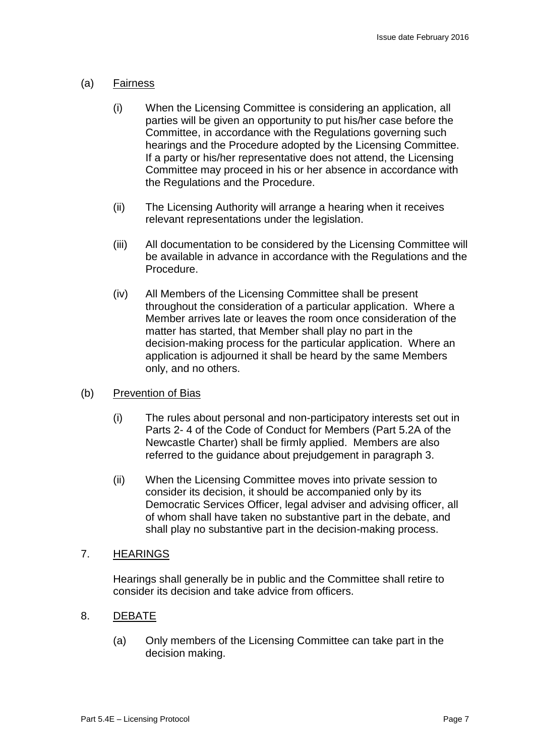(a) <u>Fairness</u>

(i) When the Licensing Committee is considering an application, all parties will be given an opportunity to put his/her case before the Committee, in accordance with the Regulations governing such hearings and the Procedure adopted by the Licensing Committee. If a party or his/her representative does not attend, the Licensing Committee may proceed in his or her absence in accordance with the Regulations and the Procedure.

(ii) The Licensing Authority will arrange a hearing when it receives relevant representations under the legislation.

(iii) All documentation to be considered by the Licensing Committee will be available in advance in accordance with the Regulations and the Procedure.

(iv) All Members of the Licensing Committee shall be present throughout the consideration of a particular application. Where a Member arrives late or leaves the room once consideration of the matter has started, that Member shall play no part in the decision-making process for the particular application. Where an application is adjourned it shall be heard by the same Members only, and no others.

(b) <u>Prevention of Bias</u>

(i) The rules about personal and non-participatory interests set out in Parts 2- 4 of the Code of Conduct for Members (Part 5.2A of the Newcastle Charter) shall be firmly applied. Members are also referred to the guidance about prejudgement in paragraph 3.

(ii) When the Licensing Committee moves into private session to consider its decision, it should be accompanied only by its Democratic Services Officer, legal adviser and advising officer, all of whom shall have taken no substantive part in the debate, and shall play no substantive part in the decision-making process.

## 7. <u>HEARINGS</u>

Hearings shall generally be in public and the Committee shall retire to consider its decision and take advice from officers.

## 8. <u>DEBATE</u>

(a) Only members of the Licensing Committee can take part in the decision making.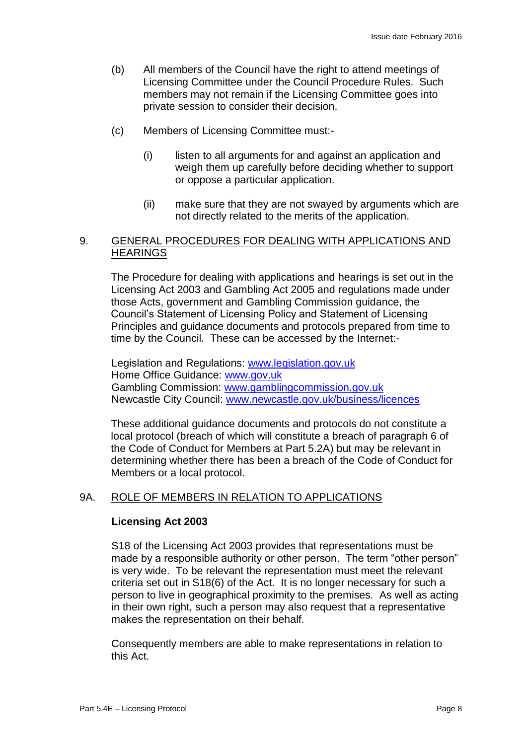(b) All members of the Council have the right to attend meetings of Licensing Committee under the Council Procedure Rules. Such members may not remain if the Licensing Committee goes into private session to consider their decision.

(c) Members of Licensing Committee must:-

  (i) listen to all arguments for and against an application and weigh them up carefully before deciding whether to support or oppose a particular application.

  (ii) make sure that they are not swayed by arguments which are not directly related to the merits of the application.

## 9. GENERAL PROCEDURES FOR DEALING WITH APPLICATIONS AND HEARINGS

The Procedure for dealing with applications and hearings is set out in the Licensing Act 2003 and Gambling Act 2005 and regulations made under those Acts, government and Gambling Commission guidance, the Council's Statement of Licensing Policy and Statement of Licensing Principles and guidance documents and protocols prepared from time to time by the Council. These can be accessed by the Internet:-

Legislation and Regulations: www.legislation.gov.uk
Home Office Guidance: www.gov.uk
Gambling Commission: www.gamblingcommission.gov.uk
Newcastle City Council: www.newcastle.gov.uk/business/licences

These additional guidance documents and protocols do not constitute a local protocol (breach of which will constitute a breach of paragraph 6 of the Code of Conduct for Members at Part 5.2A) but may be relevant in determining whether there has been a breach of the Code of Conduct for Members or a local protocol.

## 9A. ROLE OF MEMBERS IN RELATION TO APPLICATIONS

**Licensing Act 2003**

S18 of the Licensing Act 2003 provides that representations must be made by a responsible authority or other person. The term "other person" is very wide. To be relevant the representation must meet the relevant criteria set out in S18(6) of the Act. It is no longer necessary for such a person to live in geographical proximity to the premises. As well as acting in their own right, such a person may also request that a representative makes the representation on their behalf.

Consequently members are able to make representations in relation to this Act.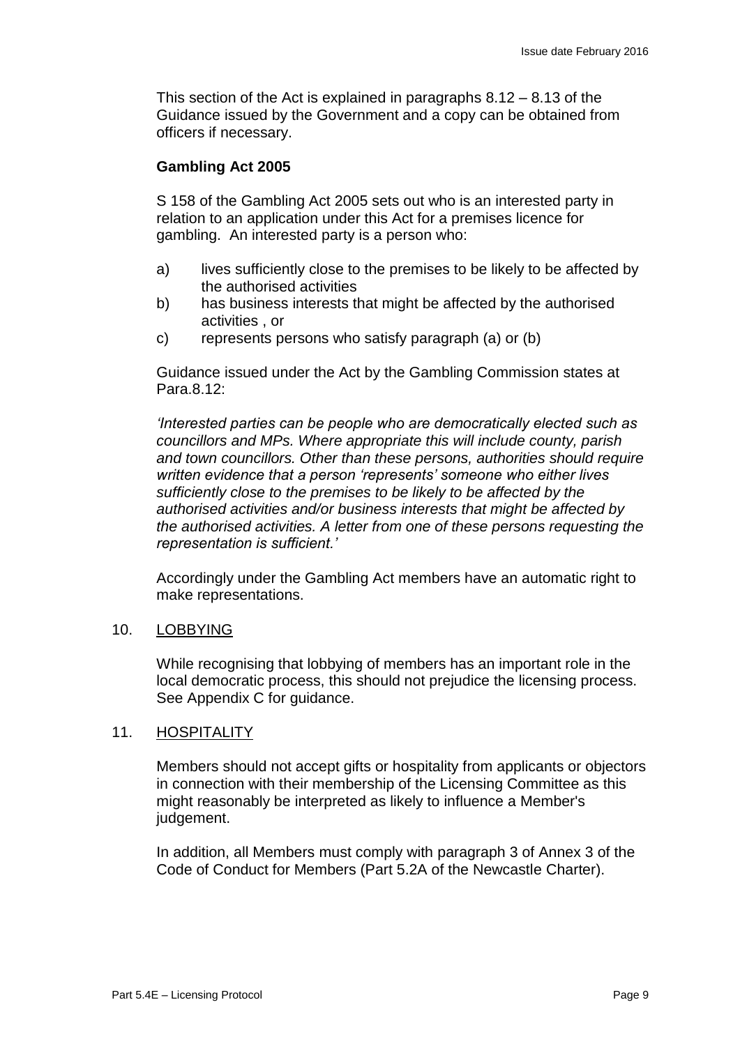This section of the Act is explained in paragraphs 8.12 – 8.13 of the Guidance issued by the Government and a copy can be obtained from officers if necessary.

**Gambling Act 2005**

S 158 of the Gambling Act 2005 sets out who is an interested party in relation to an application under this Act for a premises licence for gambling. An interested party is a person who:

a) lives sufficiently close to the premises to be likely to be affected by the authorised activities
b) has business interests that might be affected by the authorised activities , or
c) represents persons who satisfy paragraph (a) or (b)

Guidance issued under the Act by the Gambling Commission states at Para.8.12:

*'Interested parties can be people who are democratically elected such as councillors and MPs. Where appropriate this will include county, parish and town councillors. Other than these persons, authorities should require written evidence that a person 'represents' someone who either lives sufficiently close to the premises to be likely to be affected by the authorised activities and/or business interests that might be affected by the authorised activities. A letter from one of these persons requesting the representation is sufficient.'*

Accordingly under the Gambling Act members have an automatic right to make representations.

10. LOBBYING

While recognising that lobbying of members has an important role in the local democratic process, this should not prejudice the licensing process. See Appendix C for guidance.

11. HOSPITALITY

Members should not accept gifts or hospitality from applicants or objectors in connection with their membership of the Licensing Committee as this might reasonably be interpreted as likely to influence a Member's judgement.

In addition, all Members must comply with paragraph 3 of Annex 3 of the Code of Conduct for Members (Part 5.2A of the Newcastle Charter).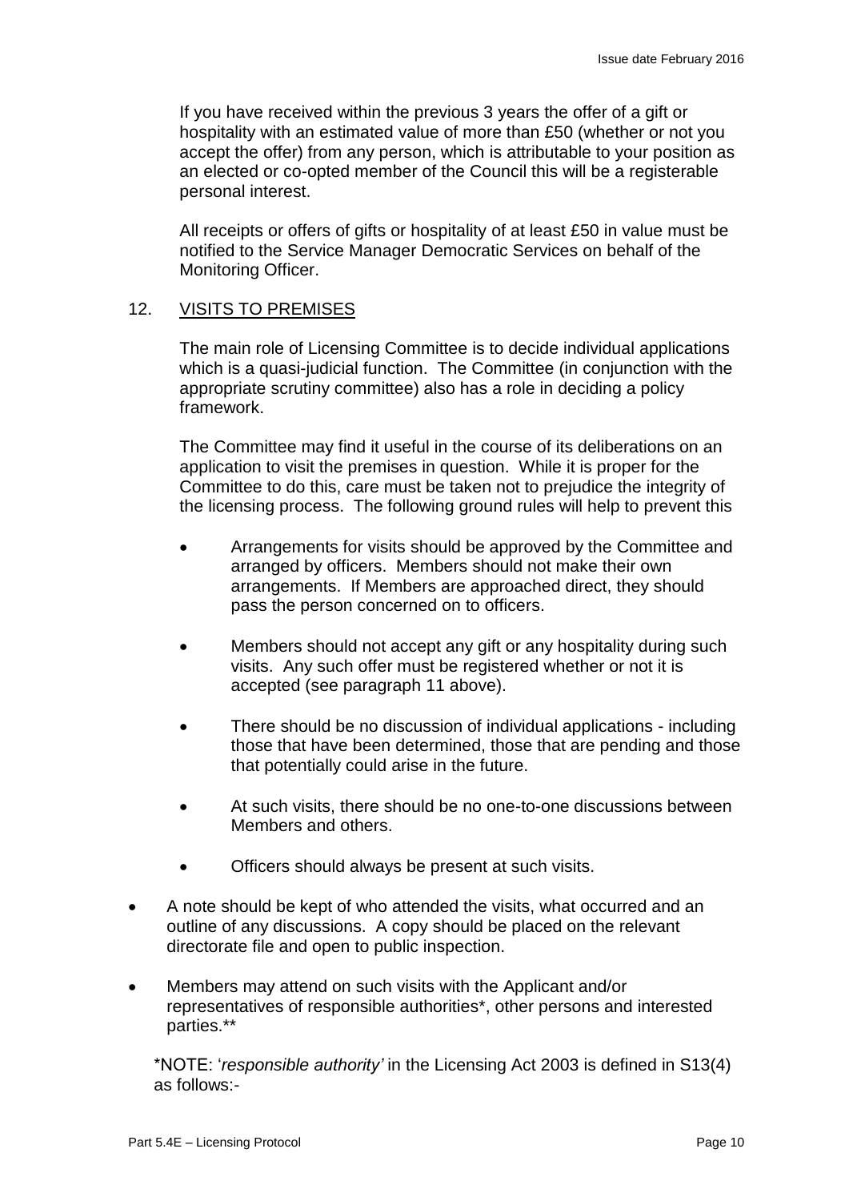If you have received within the previous 3 years the offer of a gift or hospitality with an estimated value of more than £50 (whether or not you accept the offer) from any person, which is attributable to your position as an elected or co-opted member of the Council this will be a registerable personal interest.

All receipts or offers of gifts or hospitality of at least £50 in value must be notified to the Service Manager Democratic Services on behalf of the Monitoring Officer.

## 12. VISITS TO PREMISES

The main role of Licensing Committee is to decide individual applications which is a quasi-judicial function. The Committee (in conjunction with the appropriate scrutiny committee) also has a role in deciding a policy framework.

The Committee may find it useful in the course of its deliberations on an application to visit the premises in question. While it is proper for the Committee to do this, care must be taken not to prejudice the integrity of the licensing process. The following ground rules will help to prevent this

- Arrangements for visits should be approved by the Committee and arranged by officers. Members should not make their own arrangements. If Members are approached direct, they should pass the person concerned on to officers.
- Members should not accept any gift or any hospitality during such visits. Any such offer must be registered whether or not it is accepted (see paragraph 11 above).
- There should be no discussion of individual applications - including those that have been determined, those that are pending and those that potentially could arise in the future.
- At such visits, there should be no one-to-one discussions between Members and others.
- Officers should always be present at such visits.
- A note should be kept of who attended the visits, what occurred and an outline of any discussions. A copy should be placed on the relevant directorate file and open to public inspection.
- Members may attend on such visits with the Applicant and/or representatives of responsible authorities*, other persons and interested parties.**

*NOTE: '*responsible authority'* in the Licensing Act 2003 is defined in S13(4) as follows:-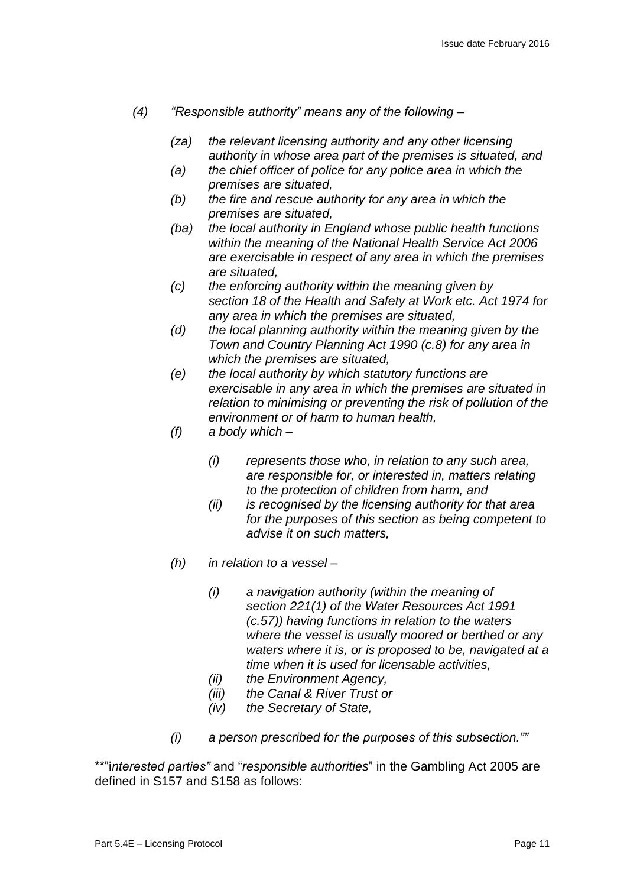*(4) “Responsible authority” means any of the following –*

- *(za) the relevant licensing authority and any other licensing authority in whose area part of the premises is situated, and*
- *(a) the chief officer of police for any police area in which the premises are situated,*
- *(b) the fire and rescue authority for any area in which the premises are situated,*
- *(ba) the local authority in England whose public health functions within the meaning of the National Health Service Act 2006 are exercisable in respect of any area in which the premises are situated,*
- *(c) the enforcing authority within the meaning given by section 18 of the Health and Safety at Work etc. Act 1974 for any area in which the premises are situated,*
- *(d) the local planning authority within the meaning given by the Town and Country Planning Act 1990 (c.8) for any area in which the premises are situated,*
- *(e) the local authority by which statutory functions are exercisable in any area in which the premises are situated in relation to minimising or preventing the risk of pollution of the environment or of harm to human health,*
- *(f) a body which –*
  - *(i) represents those who, in relation to any such area, are responsible for, or interested in, matters relating to the protection of children from harm, and*
  - *(ii) is recognised by the licensing authority for that area for the purposes of this section as being competent to advise it on such matters,*
- *(h) in relation to a vessel –*
  - *(i) a navigation authority (within the meaning of section 221(1) of the Water Resources Act 1991 (c.57)) having functions in relation to the waters where the vessel is usually moored or berthed or any waters where it is, or is proposed to be, navigated at a time when it is used for licensable activities,*
  - *(ii) the Environment Agency,*
  - *(iii) the Canal & River Trust or*
  - *(iv) the Secretary of State,*
- *(i) a person prescribed for the purposes of this subsection.””*

**”*interested parties”* and “*responsible authorities*” in the Gambling Act 2005 are defined in S157 and S158 as follows: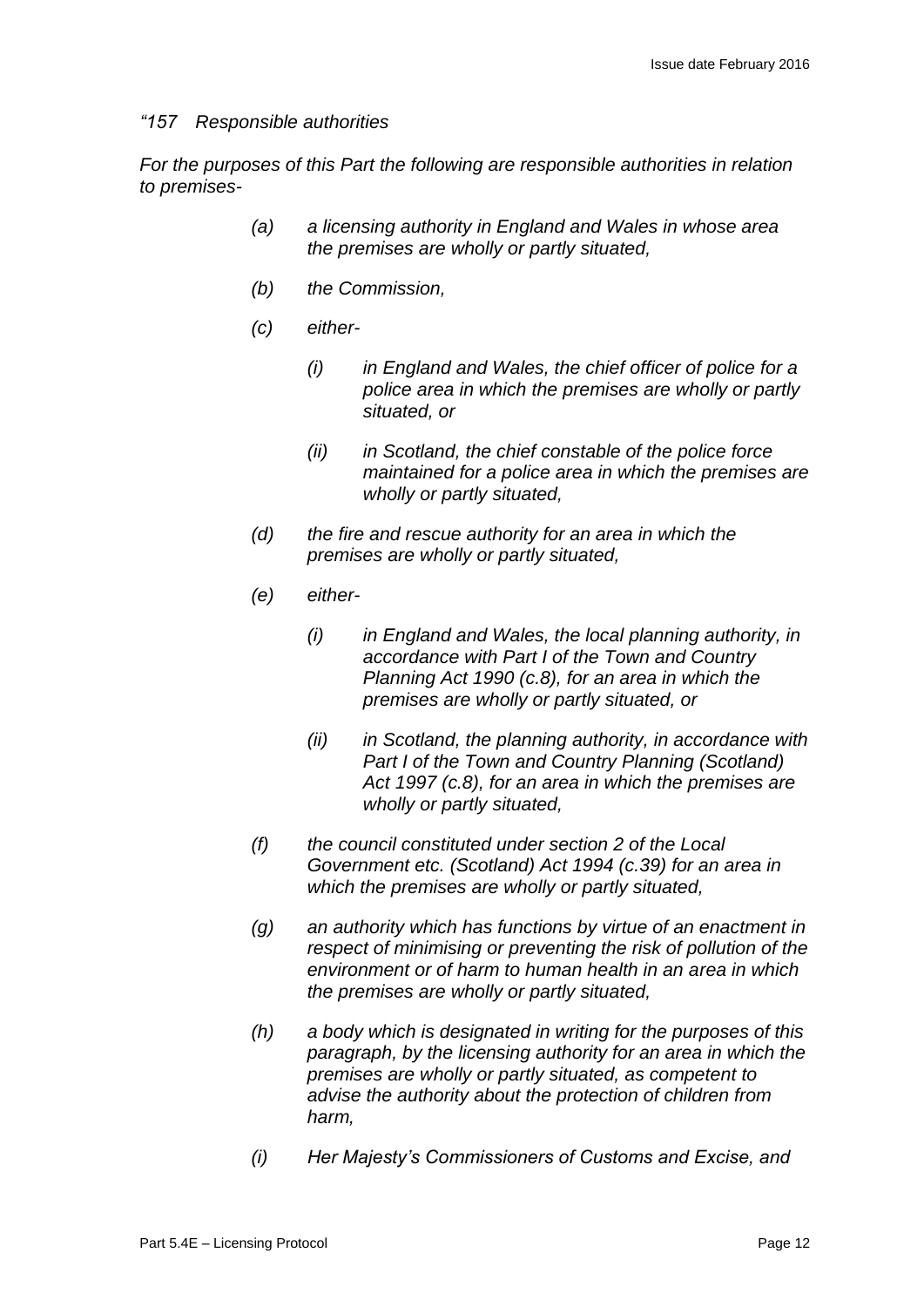*"157 Responsible authorities*

*For the purposes of this Part the following are responsible authorities in relation to premises-*

- *(a) a licensing authority in England and Wales in whose area the premises are wholly or partly situated,*
- *(b) the Commission,*
- *(c) either-*
  - *(i) in England and Wales, the chief officer of police for a police area in which the premises are wholly or partly situated, or*
  - *(ii) in Scotland, the chief constable of the police force maintained for a police area in which the premises are wholly or partly situated,*
- *(d) the fire and rescue authority for an area in which the premises are wholly or partly situated,*
- *(e) either-*
  - *(i) in England and Wales, the local planning authority, in accordance with Part I of the Town and Country Planning Act 1990 (c.8), for an area in which the premises are wholly or partly situated, or*
  - *(ii) in Scotland, the planning authority, in accordance with Part I of the Town and Country Planning (Scotland) Act 1997 (c.8), for an area in which the premises are wholly or partly situated,*
- *(f) the council constituted under section 2 of the Local Government etc. (Scotland) Act 1994 (c.39) for an area in which the premises are wholly or partly situated,*
- *(g) an authority which has functions by virtue of an enactment in respect of minimising or preventing the risk of pollution of the environment or of harm to human health in an area in which the premises are wholly or partly situated,*
- *(h) a body which is designated in writing for the purposes of this paragraph, by the licensing authority for an area in which the premises are wholly or partly situated, as competent to advise the authority about the protection of children from harm,*
- *(i) Her Majesty's Commissioners of Customs and Excise, and*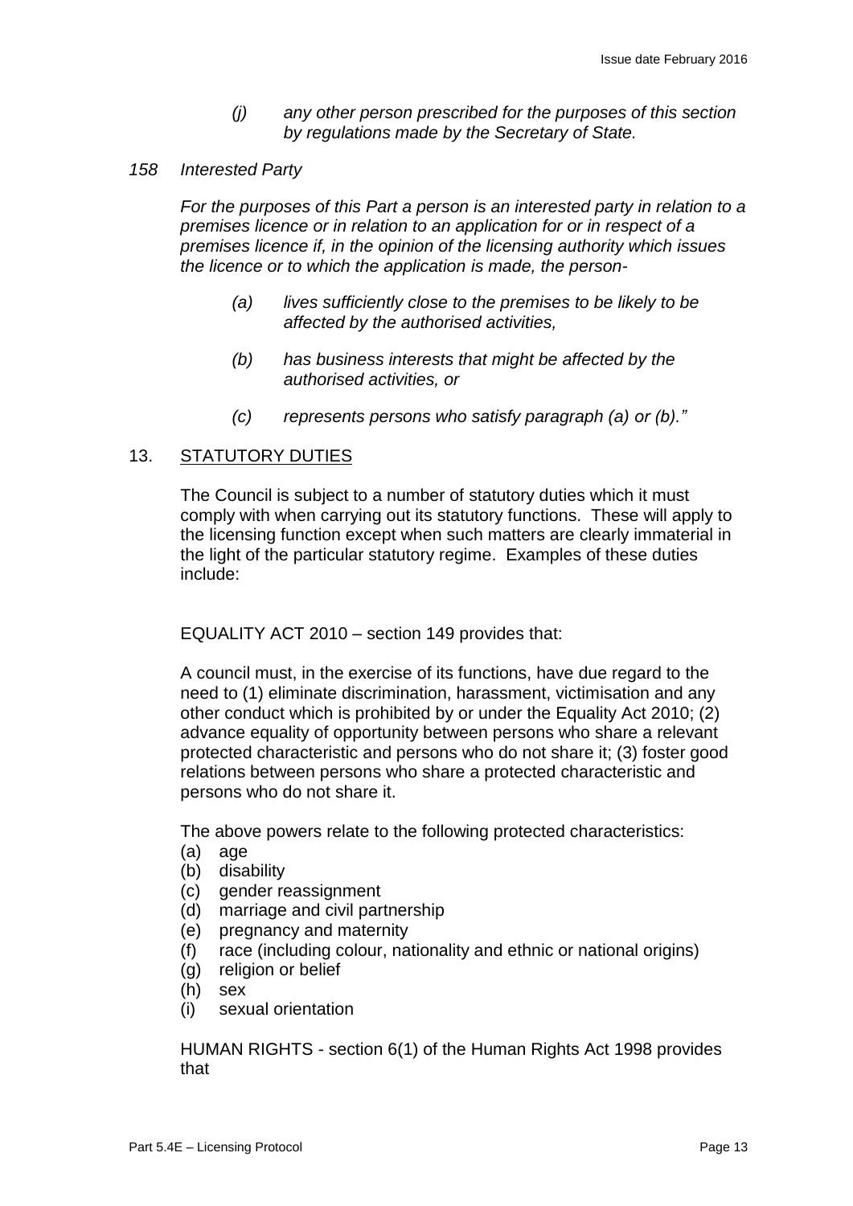*(j) any other person prescribed for the purposes of this section by regulations made by the Secretary of State.*

*158 Interested Party*

*For the purposes of this Part a person is an interested party in relation to a premises licence or in relation to an application for or in respect of a premises licence if, in the opinion of the licensing authority which issues the licence or to which the application is made, the person-*

*(a) lives sufficiently close to the premises to be likely to be affected by the authorised activities,*

*(b) has business interests that might be affected by the authorised activities, or*

*(c) represents persons who satisfy paragraph (a) or (b)."*

## 13. STATUTORY DUTIES

The Council is subject to a number of statutory duties which it must comply with when carrying out its statutory functions. These will apply to the licensing function except when such matters are clearly immaterial in the light of the particular statutory regime. Examples of these duties include:

EQUALITY ACT 2010 – section 149 provides that:

A council must, in the exercise of its functions, have due regard to the need to (1) eliminate discrimination, harassment, victimisation and any other conduct which is prohibited by or under the Equality Act 2010; (2) advance equality of opportunity between persons who share a relevant protected characteristic and persons who do not share it; (3) foster good relations between persons who share a protected characteristic and persons who do not share it.

The above powers relate to the following protected characteristics:

(a) age
(b) disability
(c) gender reassignment
(d) marriage and civil partnership
(e) pregnancy and maternity
(f) race (including colour, nationality and ethnic or national origins)
(g) religion or belief
(h) sex
(i) sexual orientation

HUMAN RIGHTS - section 6(1) of the Human Rights Act 1998 provides that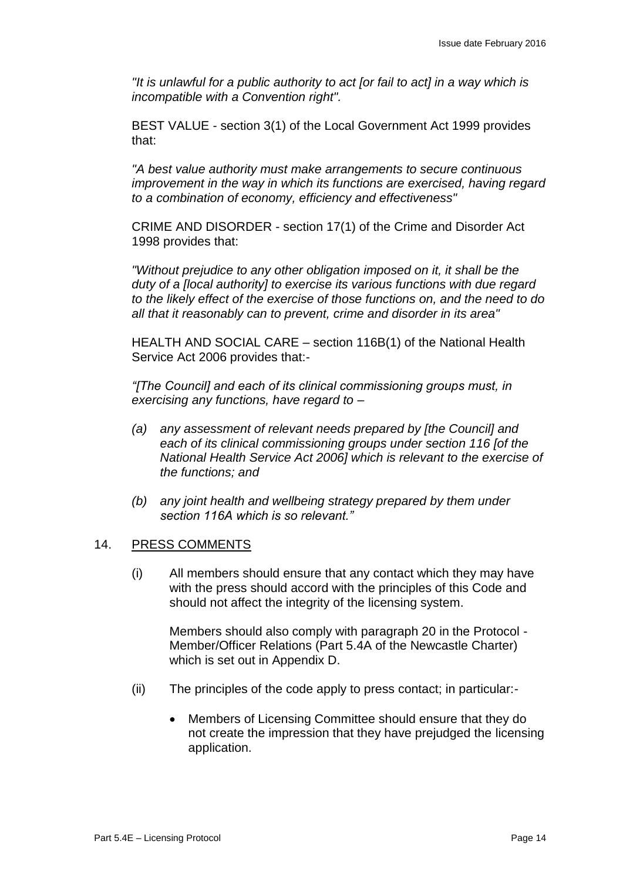*"It is unlawful for a public authority to act [or fail to act] in a way which is incompatible with a Convention right".*

BEST VALUE - section 3(1) of the Local Government Act 1999 provides that:

*"A best value authority must make arrangements to secure continuous improvement in the way in which its functions are exercised, having regard to a combination of economy, efficiency and effectiveness"*

CRIME AND DISORDER - section 17(1) of the Crime and Disorder Act 1998 provides that:

*"Without prejudice to any other obligation imposed on it, it shall be the duty of a [local authority] to exercise its various functions with due regard to the likely effect of the exercise of those functions on, and the need to do all that it reasonably can to prevent, crime and disorder in its area"*

HEALTH AND SOCIAL CARE – section 116B(1) of the National Health Service Act 2006 provides that:-

*"[The Council] and each of its clinical commissioning groups must, in exercising any functions, have regard to –*

*(a) any assessment of relevant needs prepared by [the Council] and each of its clinical commissioning groups under section 116 [of the National Health Service Act 2006] which is relevant to the exercise of the functions; and*

*(b) any joint health and wellbeing strategy prepared by them under section 116A which is so relevant."*

14. PRESS COMMENTS

(i) All members should ensure that any contact which they may have with the press should accord with the principles of this Code and should not affect the integrity of the licensing system.

Members should also comply with paragraph 20 in the Protocol - Member/Officer Relations (Part 5.4A of the Newcastle Charter) which is set out in Appendix D.

(ii) The principles of the code apply to press contact; in particular:-

- Members of Licensing Committee should ensure that they do not create the impression that they have prejudged the licensing application.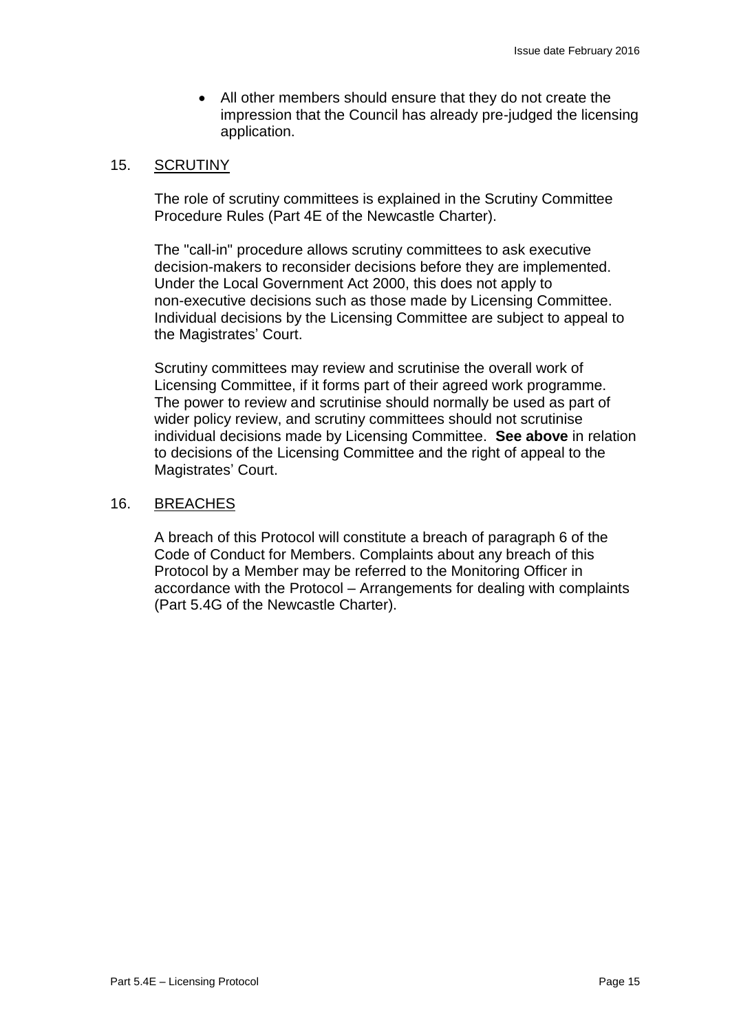- All other members should ensure that they do not create the impression that the Council has already pre-judged the licensing application.

## 15. SCRUTINY

The role of scrutiny committees is explained in the Scrutiny Committee Procedure Rules (Part 4E of the Newcastle Charter).

The "call-in" procedure allows scrutiny committees to ask executive decision-makers to reconsider decisions before they are implemented. Under the Local Government Act 2000, this does not apply to non-executive decisions such as those made by Licensing Committee. Individual decisions by the Licensing Committee are subject to appeal to the Magistrates' Court.

Scrutiny committees may review and scrutinise the overall work of Licensing Committee, if it forms part of their agreed work programme. The power to review and scrutinise should normally be used as part of wider policy review, and scrutiny committees should not scrutinise individual decisions made by Licensing Committee. **See above** in relation to decisions of the Licensing Committee and the right of appeal to the Magistrates' Court.

## 16. BREACHES

A breach of this Protocol will constitute a breach of paragraph 6 of the Code of Conduct for Members. Complaints about any breach of this Protocol by a Member may be referred to the Monitoring Officer in accordance with the Protocol – Arrangements for dealing with complaints (Part 5.4G of the Newcastle Charter).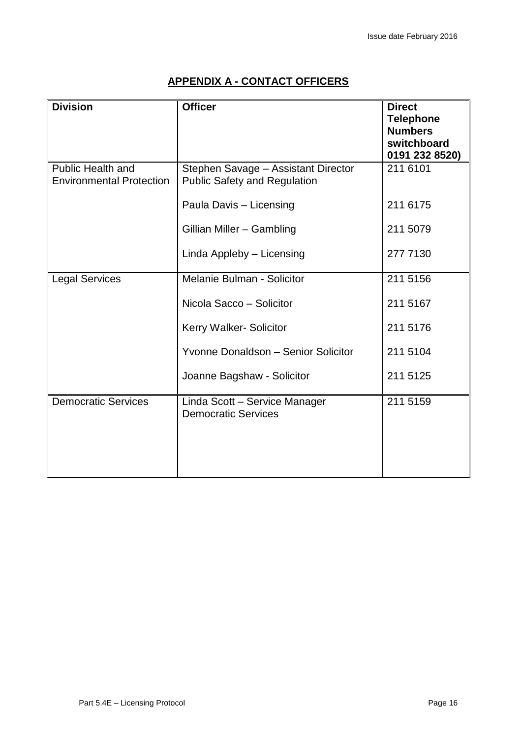## APPENDIX A - CONTACT OFFICERS

| Division | Officer | Direct Telephone Numbers switchboard 0191 232 8520) |
|---|---|---|
| Public Health and Environmental Protection | Stephen Savage – Assistant Director Public Safety and Regulation | 211 6101 |
| | Paula Davis – Licensing | 211 6175 |
| | Gillian Miller – Gambling | 211 5079 |
| | Linda Appleby – Licensing | 277 7130 |
| Legal Services | Melanie Bulman - Solicitor | 211 5156 |
| | Nicola Sacco – Solicitor | 211 5167 |
| | Kerry Walker- Solicitor | 211 5176 |
| | Yvonne Donaldson – Senior Solicitor | 211 5104 |
| | Joanne Bagshaw - Solicitor | 211 5125 |
| Democratic Services | Linda Scott – Service Manager Democratic Services | 211 5159 |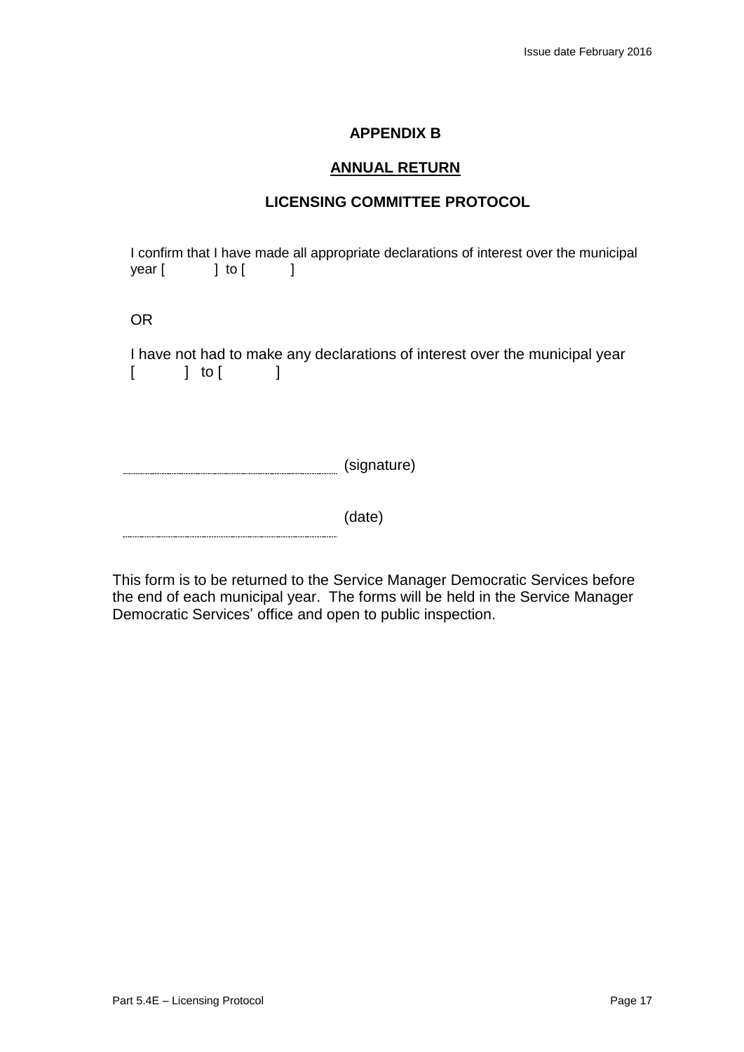## APPENDIX B

## ANNUAL RETURN

## LICENSING COMMITTEE PROTOCOL

I confirm that I have made all appropriate declarations of interest over the municipal year [ ] to [ ]

OR

I have not had to make any declarations of interest over the municipal year [ ] to [ ]

........................................................................ (signature)

........................................................................ (date)

This form is to be returned to the Service Manager Democratic Services before the end of each municipal year. The forms will be held in the Service Manager Democratic Services' office and open to public inspection.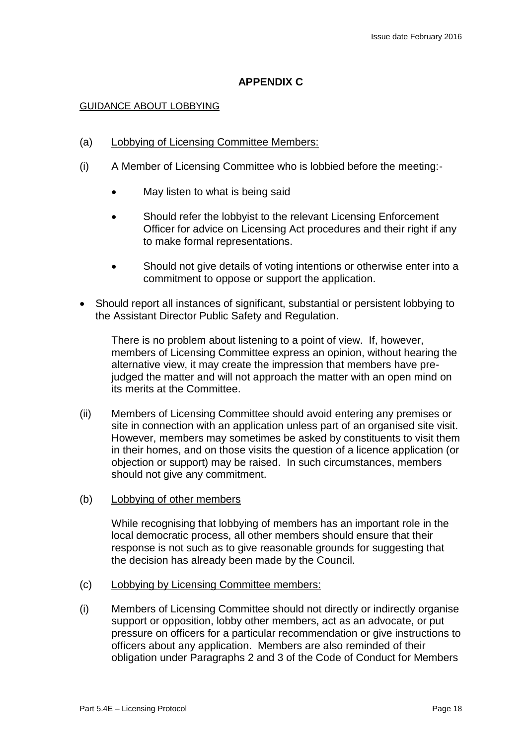## APPENDIX C

GUIDANCE ABOUT LOBBYING

(a) Lobbying of Licensing Committee Members:

(i) A Member of Licensing Committee who is lobbied before the meeting:-

- May listen to what is being said
- Should refer the lobbyist to the relevant Licensing Enforcement Officer for advice on Licensing Act procedures and their right if any to make formal representations.
- Should not give details of voting intentions or otherwise enter into a commitment to oppose or support the application.
- Should report all instances of significant, substantial or persistent lobbying to the Assistant Director Public Safety and Regulation.

There is no problem about listening to a point of view. If, however, members of Licensing Committee express an opinion, without hearing the alternative view, it may create the impression that members have pre-judged the matter and will not approach the matter with an open mind on its merits at the Committee.

(ii) Members of Licensing Committee should avoid entering any premises or site in connection with an application unless part of an organised site visit. However, members may sometimes be asked by constituents to visit them in their homes, and on those visits the question of a licence application (or objection or support) may be raised. In such circumstances, members should not give any commitment.

(b) Lobbying of other members

While recognising that lobbying of members has an important role in the local democratic process, all other members should ensure that their response is not such as to give reasonable grounds for suggesting that the decision has already been made by the Council.

(c) Lobbying by Licensing Committee members:

(i) Members of Licensing Committee should not directly or indirectly organise support or opposition, lobby other members, act as an advocate, or put pressure on officers for a particular recommendation or give instructions to officers about any application. Members are also reminded of their obligation under Paragraphs 2 and 3 of the Code of Conduct for Members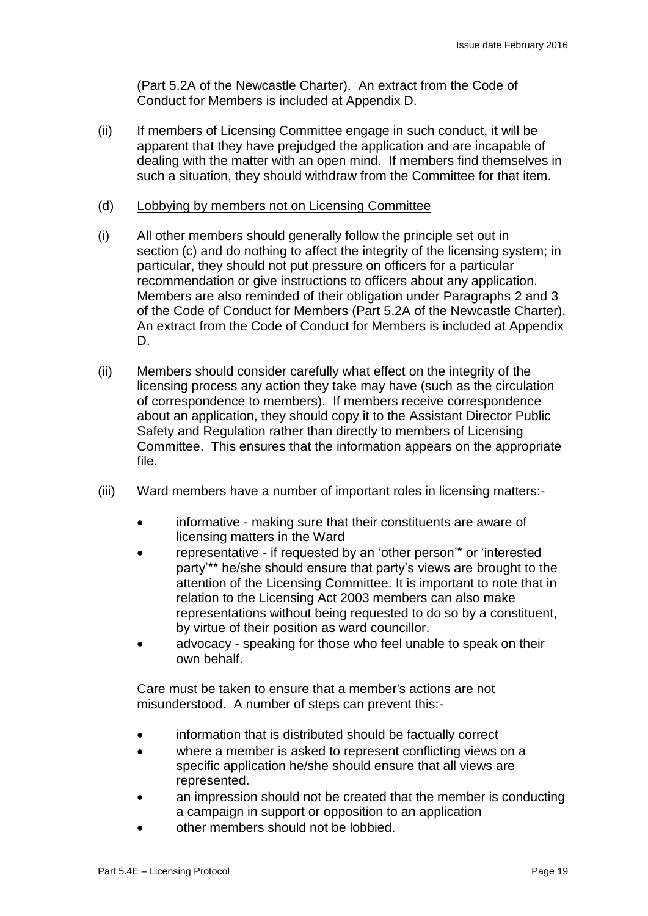(Part 5.2A of the Newcastle Charter). An extract from the Code of Conduct for Members is included at Appendix D.

(ii) If members of Licensing Committee engage in such conduct, it will be apparent that they have prejudged the application and are incapable of dealing with the matter with an open mind. If members find themselves in such a situation, they should withdraw from the Committee for that item.

(d) Lobbying by members not on Licensing Committee

(i) All other members should generally follow the principle set out in section (c) and do nothing to affect the integrity of the licensing system; in particular, they should not put pressure on officers for a particular recommendation or give instructions to officers about any application. Members are also reminded of their obligation under Paragraphs 2 and 3 of the Code of Conduct for Members (Part 5.2A of the Newcastle Charter). An extract from the Code of Conduct for Members is included at Appendix D.

(ii) Members should consider carefully what effect on the integrity of the licensing process any action they take may have (such as the circulation of correspondence to members). If members receive correspondence about an application, they should copy it to the Assistant Director Public Safety and Regulation rather than directly to members of Licensing Committee. This ensures that the information appears on the appropriate file.

(iii) Ward members have a number of important roles in licensing matters:-

- informative - making sure that their constituents are aware of licensing matters in the Ward
- representative - if requested by an 'other person'* or 'interested party'** he/she should ensure that party's views are brought to the attention of the Licensing Committee. It is important to note that in relation to the Licensing Act 2003 members can also make representations without being requested to do so by a constituent, by virtue of their position as ward councillor.
- advocacy - speaking for those who feel unable to speak on their own behalf.

Care must be taken to ensure that a member's actions are not misunderstood. A number of steps can prevent this:-

- information that is distributed should be factually correct
- where a member is asked to represent conflicting views on a specific application he/she should ensure that all views are represented.
- an impression should not be created that the member is conducting a campaign in support or opposition to an application
- other members should not be lobbied.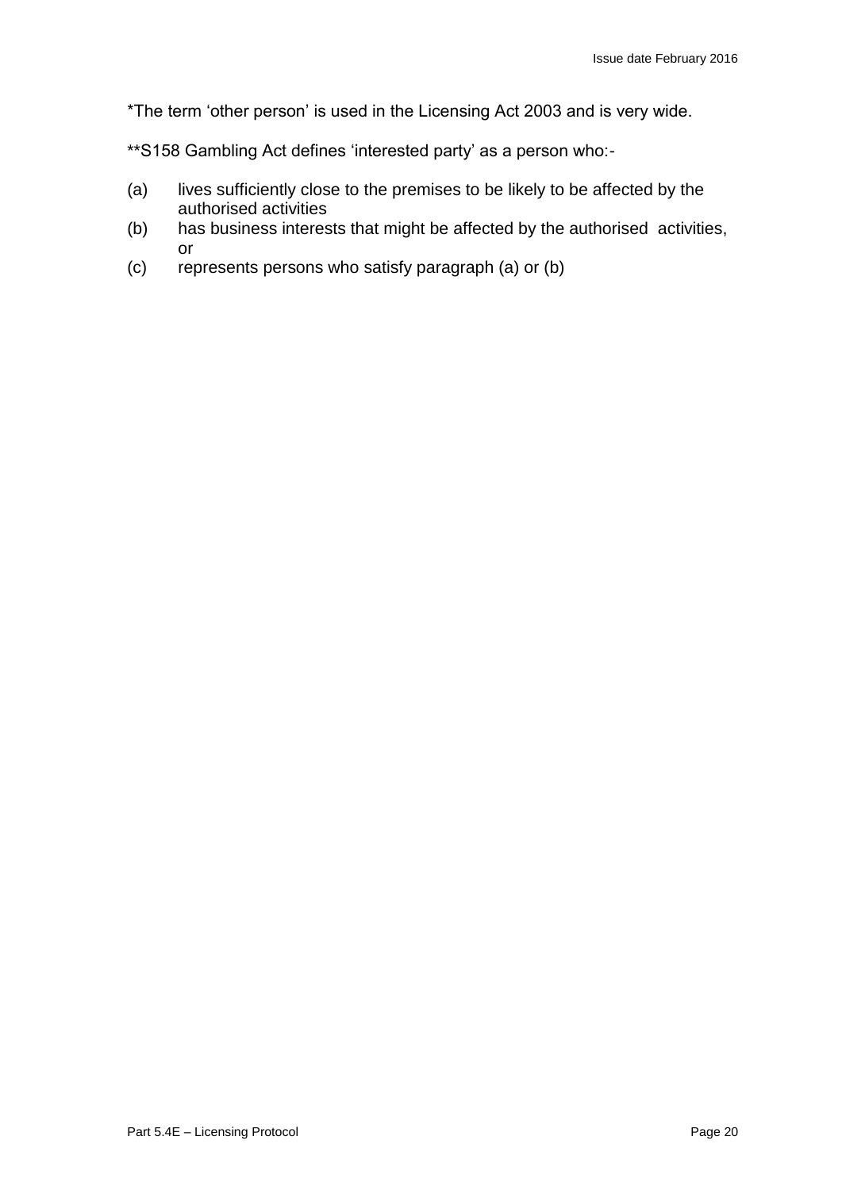*The term ‘other person’ is used in the Licensing Act 2003 and is very wide.

**S158 Gambling Act defines ‘interested party’ as a person who:-

(a) lives sufficiently close to the premises to be likely to be affected by the authorised activities
(b) has business interests that might be affected by the authorised activities, or
(c) represents persons who satisfy paragraph (a) or (b)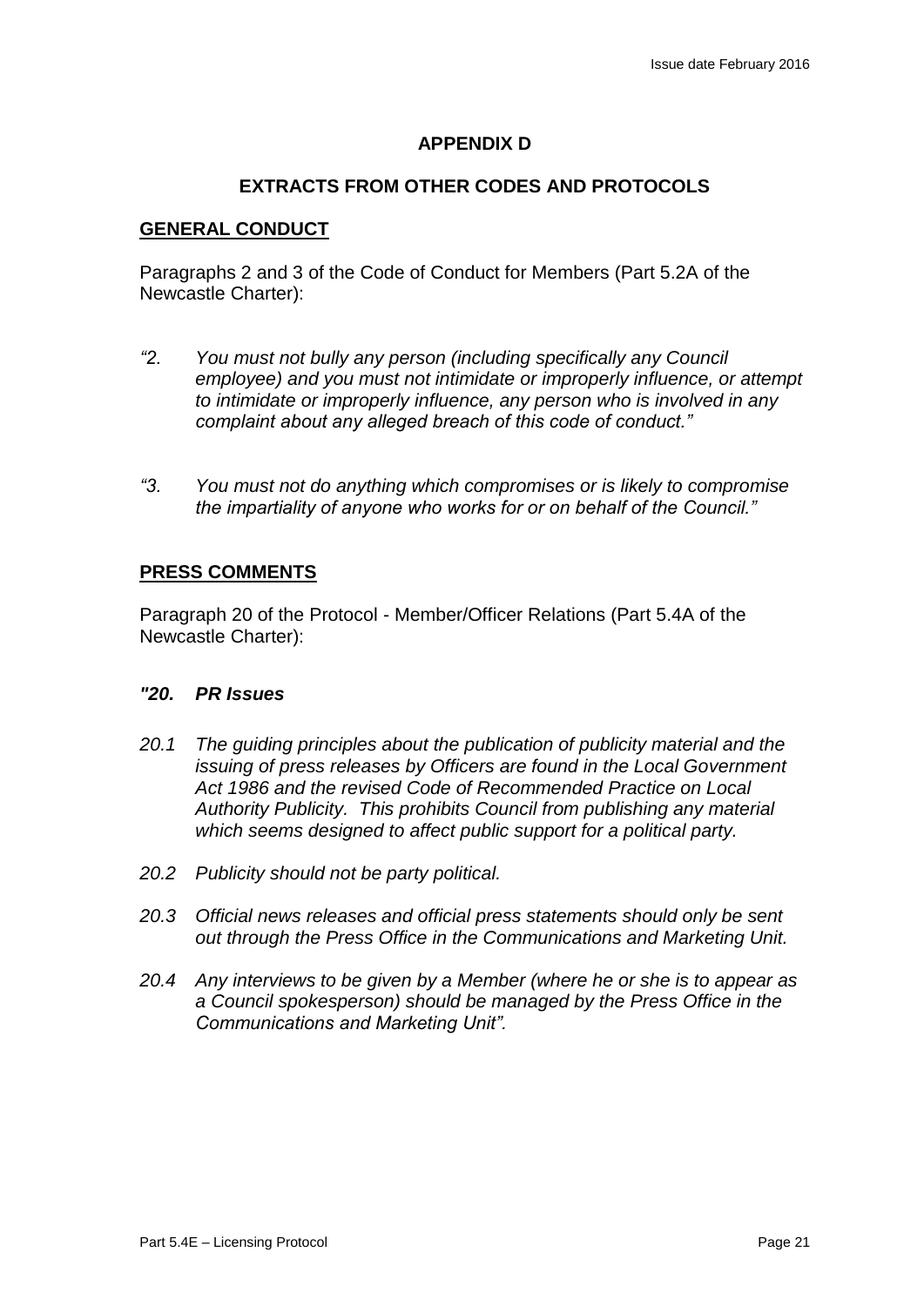# APPENDIX D

## EXTRACTS FROM OTHER CODES AND PROTOCOLS

### GENERAL CONDUCT

Paragraphs 2 and 3 of the Code of Conduct for Members (Part 5.2A of the Newcastle Charter):

*"2. You must not bully any person (including specifically any Council employee) and you must not intimidate or improperly influence, or attempt to intimidate or improperly influence, any person who is involved in any complaint about any alleged breach of this code of conduct."*

*"3. You must not do anything which compromises or is likely to compromise the impartiality of anyone who works for or on behalf of the Council."*

### PRESS COMMENTS

Paragraph 20 of the Protocol - Member/Officer Relations (Part 5.4A of the Newcastle Charter):

***"20. PR Issues***

*20.1 The guiding principles about the publication of publicity material and the issuing of press releases by Officers are found in the Local Government Act 1986 and the revised Code of Recommended Practice on Local Authority Publicity. This prohibits Council from publishing any material which seems designed to affect public support for a political party.*

*20.2 Publicity should not be party political.*

*20.3 Official news releases and official press statements should only be sent out through the Press Office in the Communications and Marketing Unit.*

*20.4 Any interviews to be given by a Member (where he or she is to appear as a Council spokesperson) should be managed by the Press Office in the Communications and Marketing Unit".*